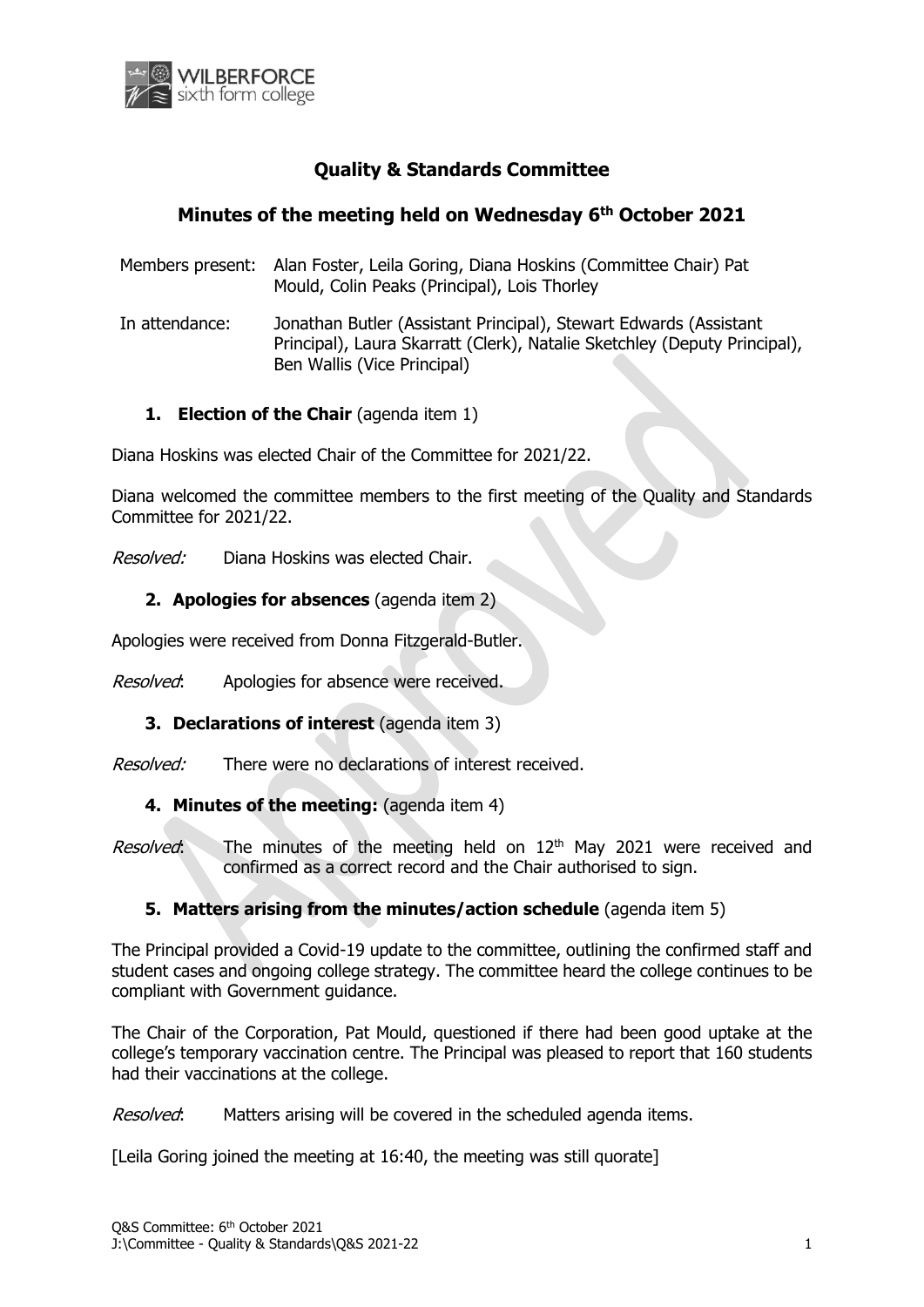# Quality & Standards Committee

## Minutes of the meeting held on Wednesday 6th October 2021

Members present: Alan Foster, Leila Goring, Diana Hoskins (Committee Chair) Pat Mould, Colin Peaks (Principal), Lois Thorley

In attendance: Jonathan Butler (Assistant Principal), Stewart Edwards (Assistant Principal), Laura Skarratt (Clerk), Natalie Sketchley (Deputy Principal), Ben Wallis (Vice Principal)

### 1. Election of the Chair (agenda item 1)

Diana Hoskins was elected Chair of the Committee for 2021/22.

Diana welcomed the committee members to the first meeting of the Quality and Standards Committee for 2021/22.

*Resolved:* Diana Hoskins was elected Chair.

### 2. Apologies for absences (agenda item 2)

Apologies were received from Donna Fitzgerald-Butler.

*Resolved*: Apologies for absence were received.

### 3. Declarations of interest (agenda item 3)

*Resolved:* There were no declarations of interest received.

### 4. Minutes of the meeting: (agenda item 4)

*Resolved*: The minutes of the meeting held on 12th May 2021 were received and confirmed as a correct record and the Chair authorised to sign.

### 5. Matters arising from the minutes/action schedule (agenda item 5)

The Principal provided a Covid-19 update to the committee, outlining the confirmed staff and student cases and ongoing college strategy. The committee heard the college continues to be compliant with Government guidance.

The Chair of the Corporation, Pat Mould, questioned if there had been good uptake at the college's temporary vaccination centre. The Principal was pleased to report that 160 students had their vaccinations at the college.

*Resolved*: Matters arising will be covered in the scheduled agenda items.

[Leila Goring joined the meeting at 16:40, the meeting was still quorate]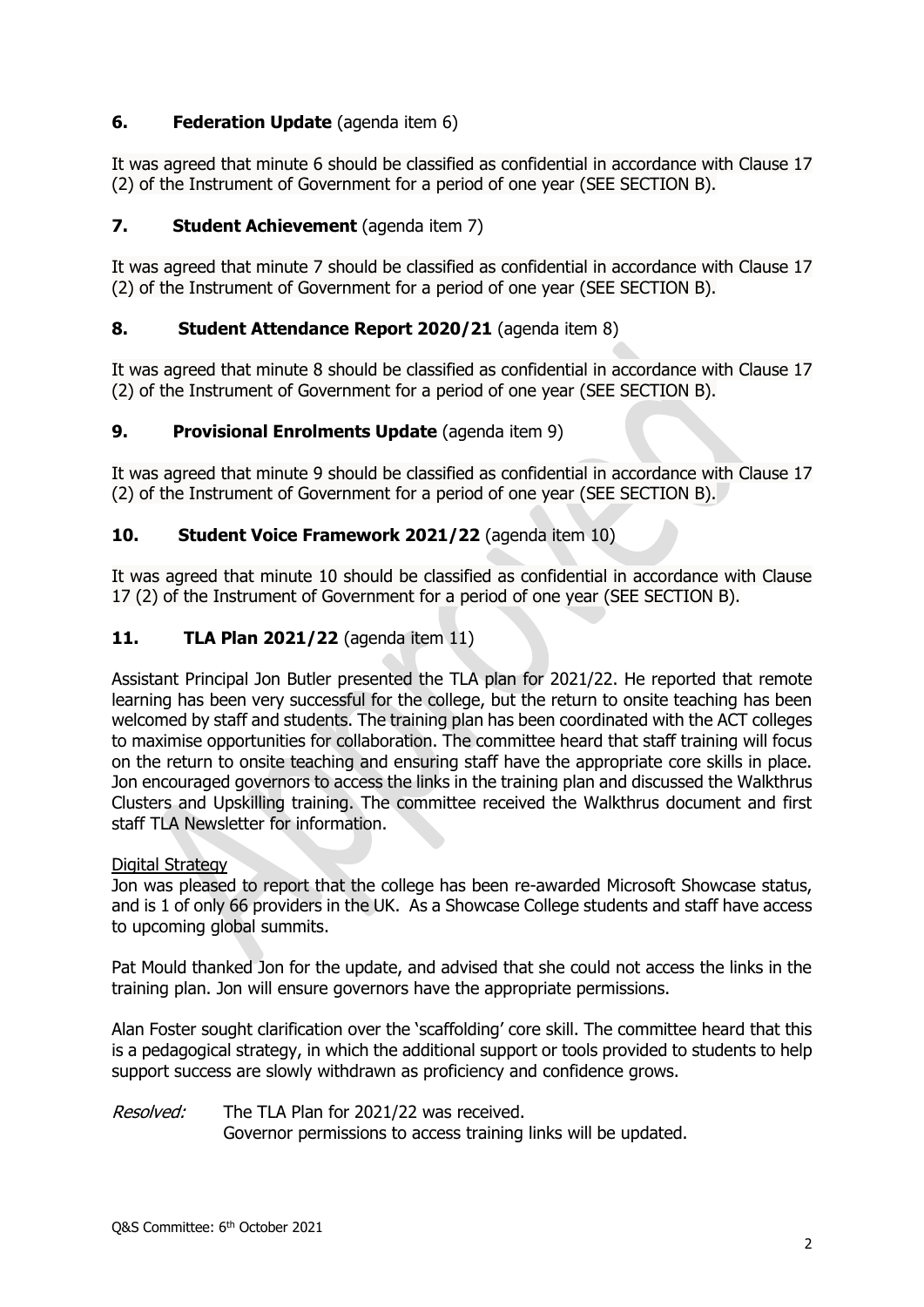## 6. Federation Update (agenda item 6)

It was agreed that minute 6 should be classified as confidential in accordance with Clause 17 (2) of the Instrument of Government for a period of one year (SEE SECTION B).

## 7. Student Achievement (agenda item 7)

It was agreed that minute 7 should be classified as confidential in accordance with Clause 17 (2) of the Instrument of Government for a period of one year (SEE SECTION B).

## 8. Student Attendance Report 2020/21 (agenda item 8)

It was agreed that minute 8 should be classified as confidential in accordance with Clause 17 (2) of the Instrument of Government for a period of one year (SEE SECTION B).

## 9. Provisional Enrolments Update (agenda item 9)

It was agreed that minute 9 should be classified as confidential in accordance with Clause 17 (2) of the Instrument of Government for a period of one year (SEE SECTION B).

## 10. Student Voice Framework 2021/22 (agenda item 10)

It was agreed that minute 10 should be classified as confidential in accordance with Clause 17 (2) of the Instrument of Government for a period of one year (SEE SECTION B).

## 11. TLA Plan 2021/22 (agenda item 11)

Assistant Principal Jon Butler presented the TLA plan for 2021/22. He reported that remote learning has been very successful for the college, but the return to onsite teaching has been welcomed by staff and students. The training plan has been coordinated with the ACT colleges to maximise opportunities for collaboration. The committee heard that staff training will focus on the return to onsite teaching and ensuring staff have the appropriate core skills in place. Jon encouraged governors to access the links in the training plan and discussed the Walkthrus Clusters and Upskilling training. The committee received the Walkthrus document and first staff TLA Newsletter for information.

Digital Strategy

Jon was pleased to report that the college has been re-awarded Microsoft Showcase status, and is 1 of only 66 providers in the UK. As a Showcase College students and staff have access to upcoming global summits.

Pat Mould thanked Jon for the update, and advised that she could not access the links in the training plan. Jon will ensure governors have the appropriate permissions.

Alan Foster sought clarification over the 'scaffolding' core skill. The committee heard that this is a pedagogical strategy, in which the additional support or tools provided to students to help support success are slowly withdrawn as proficiency and confidence grows.

*Resolved:* The TLA Plan for 2021/22 was received.
Governor permissions to access training links will be updated.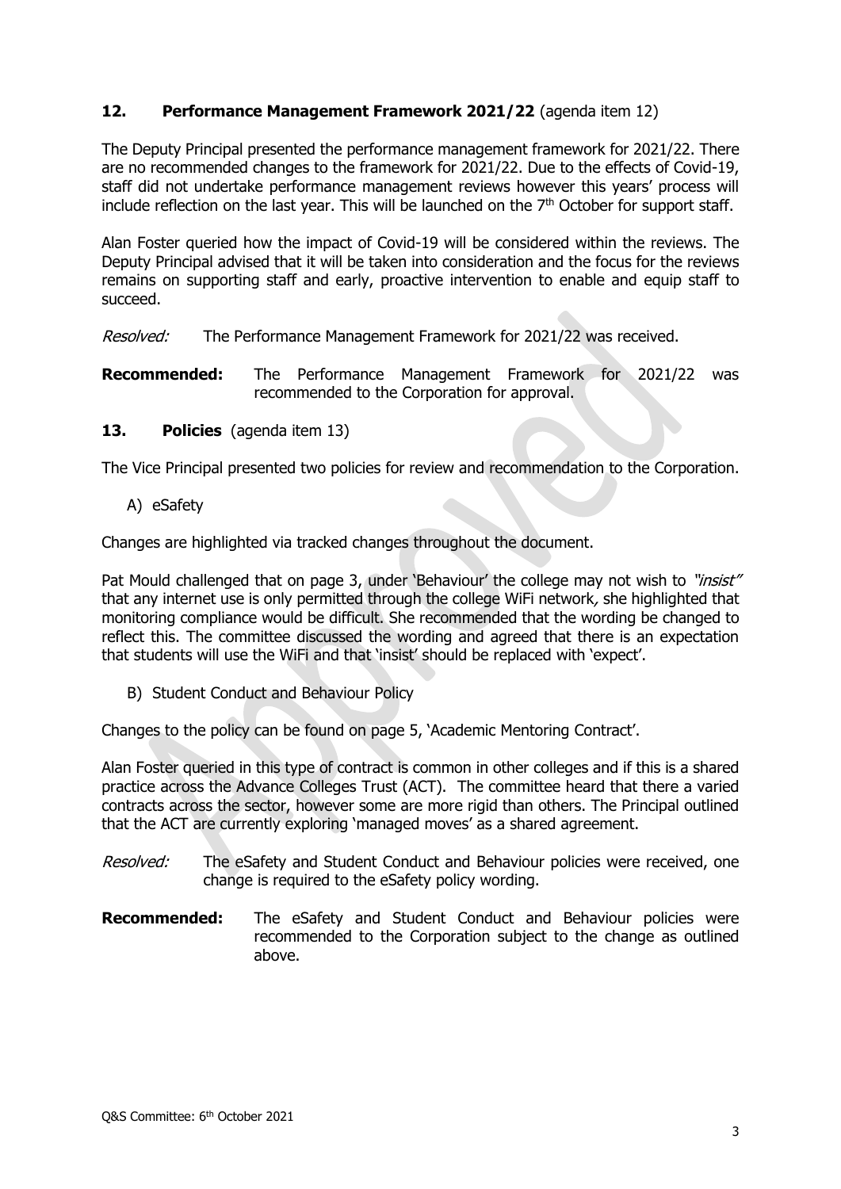## 12. Performance Management Framework 2021/22 (agenda item 12)

The Deputy Principal presented the performance management framework for 2021/22. There are no recommended changes to the framework for 2021/22. Due to the effects of Covid-19, staff did not undertake performance management reviews however this years' process will include reflection on the last year. This will be launched on the 7th October for support staff.

Alan Foster queried how the impact of Covid-19 will be considered within the reviews. The Deputy Principal advised that it will be taken into consideration and the focus for the reviews remains on supporting staff and early, proactive intervention to enable and equip staff to succeed.

*Resolved:* The Performance Management Framework for 2021/22 was received.

**Recommended:** The Performance Management Framework for 2021/22 was recommended to the Corporation for approval.

## 13. Policies (agenda item 13)

The Vice Principal presented two policies for review and recommendation to the Corporation.

A) eSafety

Changes are highlighted via tracked changes throughout the document.

Pat Mould challenged that on page 3, under 'Behaviour' the college may not wish to *"insist"* that any internet use is only permitted through the college WiFi network*,* she highlighted that monitoring compliance would be difficult. She recommended that the wording be changed to reflect this. The committee discussed the wording and agreed that there is an expectation that students will use the WiFi and that 'insist' should be replaced with 'expect'.

B) Student Conduct and Behaviour Policy

Changes to the policy can be found on page 5, 'Academic Mentoring Contract'.

Alan Foster queried in this type of contract is common in other colleges and if this is a shared practice across the Advance Colleges Trust (ACT). The committee heard that there a varied contracts across the sector, however some are more rigid than others. The Principal outlined that the ACT are currently exploring 'managed moves' as a shared agreement.

*Resolved:* The eSafety and Student Conduct and Behaviour policies were received, one change is required to the eSafety policy wording.

**Recommended:** The eSafety and Student Conduct and Behaviour policies were recommended to the Corporation subject to the change as outlined above.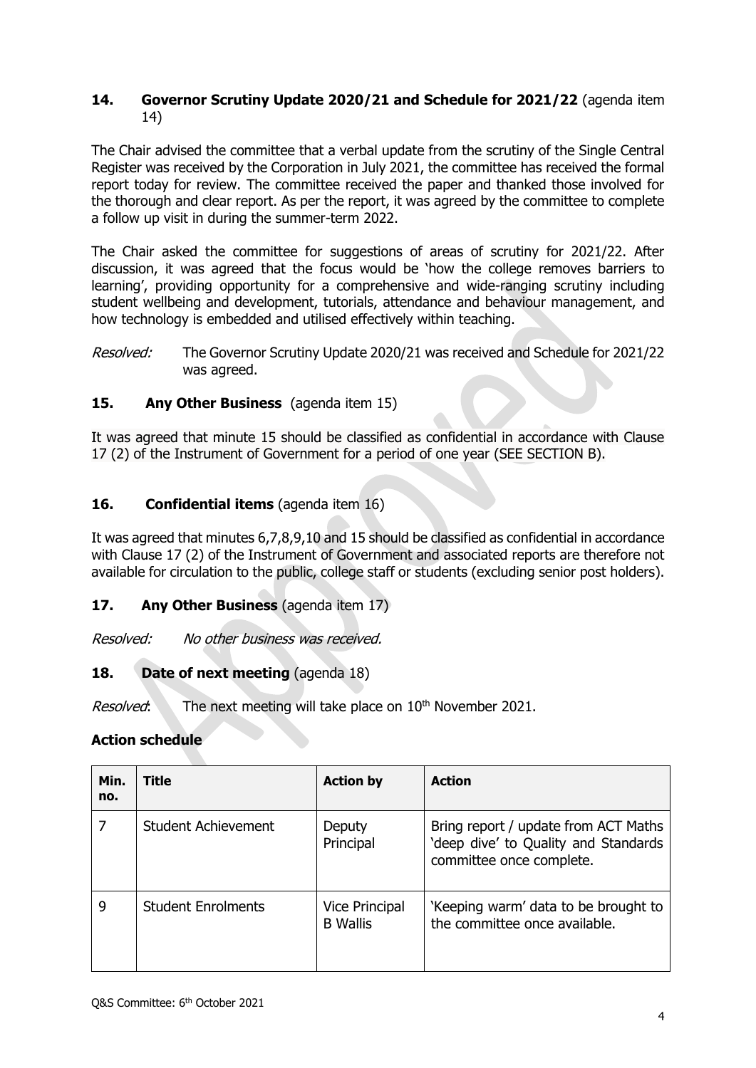**14. Governor Scrutiny Update 2020/21 and Schedule for 2021/22** (agenda item 14)

The Chair advised the committee that a verbal update from the scrutiny of the Single Central Register was received by the Corporation in July 2021, the committee has received the formal report today for review. The committee received the paper and thanked those involved for the thorough and clear report. As per the report, it was agreed by the committee to complete a follow up visit in during the summer-term 2022.

The Chair asked the committee for suggestions of areas of scrutiny for 2021/22. After discussion, it was agreed that the focus would be 'how the college removes barriers to learning', providing opportunity for a comprehensive and wide-ranging scrutiny including student wellbeing and development, tutorials, attendance and behaviour management, and how technology is embedded and utilised effectively within teaching.

*Resolved:* The Governor Scrutiny Update 2020/21 was received and Schedule for 2021/22 was agreed.

**15. Any Other Business** (agenda item 15)

It was agreed that minute 15 should be classified as confidential in accordance with Clause 17 (2) of the Instrument of Government for a period of one year (SEE SECTION B).

**16. Confidential items** (agenda item 16)

It was agreed that minutes 6,7,8,9,10 and 15 should be classified as confidential in accordance with Clause 17 (2) of the Instrument of Government and associated reports are therefore not available for circulation to the public, college staff or students (excluding senior post holders).

**17. Any Other Business** (agenda item 17)

*Resolved: No other business was received.*

**18. Date of next meeting** (agenda 18)

*Resolved*: The next meeting will take place on 10th November 2021.

**Action schedule**

| Min. no. | Title | Action by | Action |
|---|---|---|---|
| 7 | Student Achievement | Deputy Principal | Bring report / update from ACT Maths 'deep dive' to Quality and Standards committee once complete. |
| 9 | Student Enrolments | Vice Principal B Wallis | 'Keeping warm' data to be brought to the committee once available. |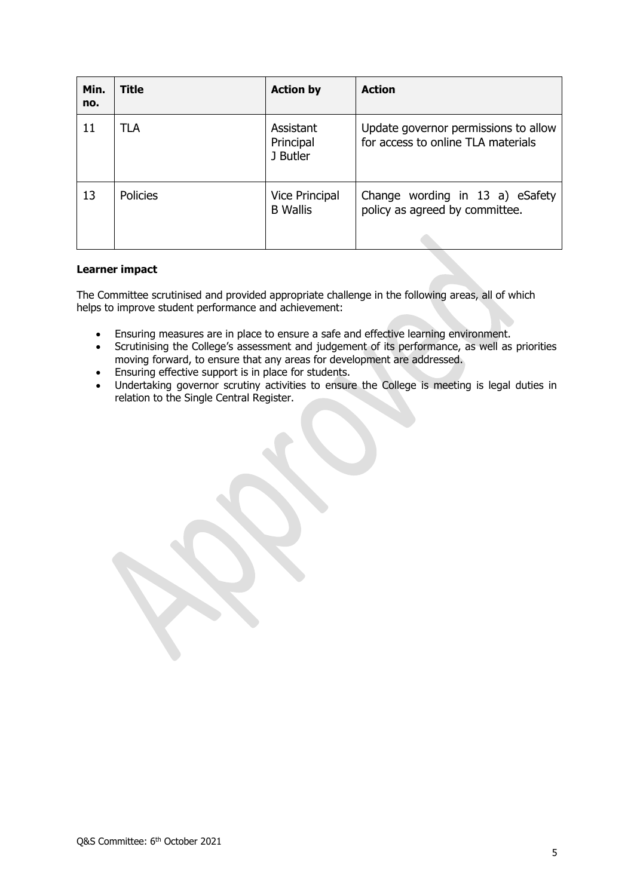| Min. no. | Title | Action by | Action |
|---|---|---|---|
| 11 | TLA | Assistant Principal J Butler | Update governor permissions to allow for access to online TLA materials |
| 13 | Policies | Vice Principal B Wallis | Change wording in 13 a) eSafety policy as agreed by committee. |

**Learner impact**

The Committee scrutinised and provided appropriate challenge in the following areas, all of which helps to improve student performance and achievement:

- Ensuring measures are in place to ensure a safe and effective learning environment.
- Scrutinising the College's assessment and judgement of its performance, as well as priorities moving forward, to ensure that any areas for development are addressed.
- Ensuring effective support is in place for students.
- Undertaking governor scrutiny activities to ensure the College is meeting is legal duties in relation to the Single Central Register.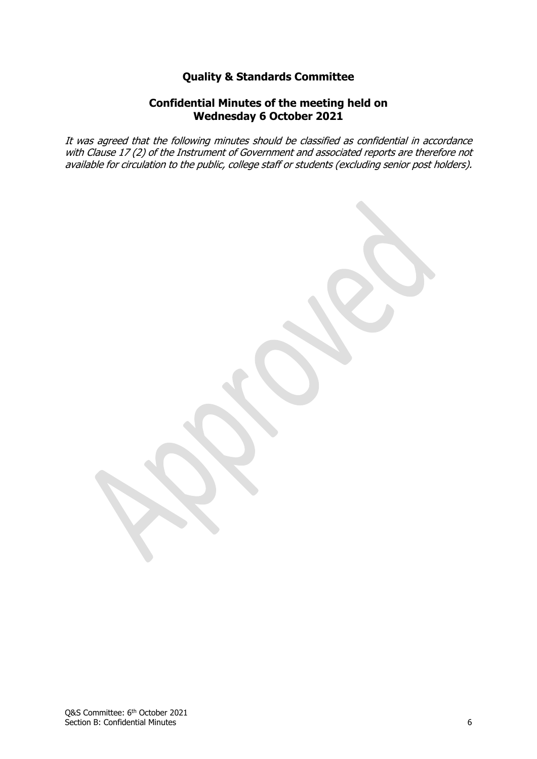## Quality & Standards Committee

## Confidential Minutes of the meeting held on Wednesday 6 October 2021

*It was agreed that the following minutes should be classified as confidential in accordance with Clause 17 (2) of the Instrument of Government and associated reports are therefore not available for circulation to the public, college staff or students (excluding senior post holders).*